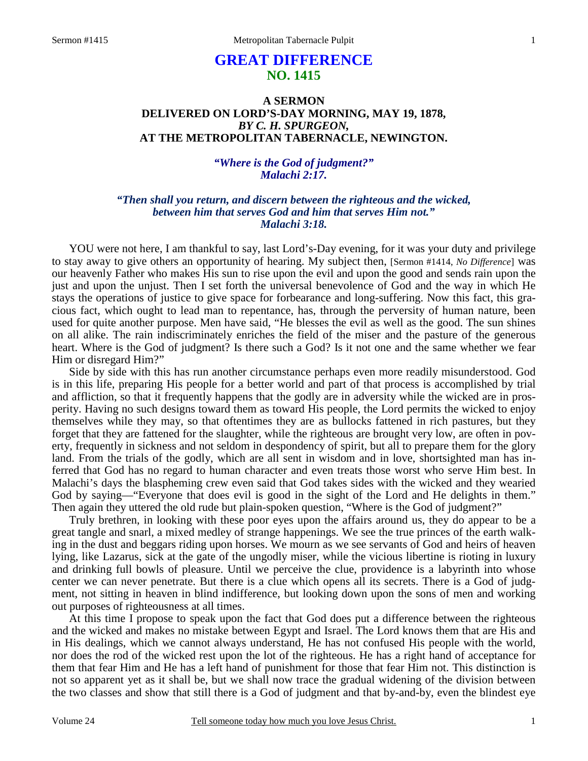# GREAT DIFFERENCE
## NO. 1415

### A SERMON
### DELIVERED ON LORD'S-DAY MORNING, MAY 19, 1878,
### *BY C. H. SPURGEON,*
### AT THE METROPOLITAN TABERNACLE, NEWINGTON.

***"Where is the God of judgment?"***
***Malachi 2:17.***

***"Then shall you return, and discern between the righteous and the wicked, between him that serves God and him that serves Him not."***
***Malachi 3:18.***

YOU were not here, I am thankful to say, last Lord's-Day evening, for it was your duty and privilege to stay away to give others an opportunity of hearing. My subject then, [Sermon #1414, *No Difference*] was our heavenly Father who makes His sun to rise upon the evil and upon the good and sends rain upon the just and upon the unjust. Then I set forth the universal benevolence of God and the way in which He stays the operations of justice to give space for forbearance and long-suffering. Now this fact, this gracious fact, which ought to lead man to repentance, has, through the perversity of human nature, been used for quite another purpose. Men have said, "He blesses the evil as well as the good. The sun shines on all alike. The rain indiscriminately enriches the field of the miser and the pasture of the generous heart. Where is the God of judgment? Is there such a God? Is it not one and the same whether we fear Him or disregard Him?"

Side by side with this has run another circumstance perhaps even more readily misunderstood. God is in this life, preparing His people for a better world and part of that process is accomplished by trial and affliction, so that it frequently happens that the godly are in adversity while the wicked are in prosperity. Having no such designs toward them as toward His people, the Lord permits the wicked to enjoy themselves while they may, so that oftentimes they are as bullocks fattened in rich pastures, but they forget that they are fattened for the slaughter, while the righteous are brought very low, are often in poverty, frequently in sickness and not seldom in despondency of spirit, but all to prepare them for the glory land. From the trials of the godly, which are all sent in wisdom and in love, shortsighted man has inferred that God has no regard to human character and even treats those worst who serve Him best. In Malachi's days the blaspheming crew even said that God takes sides with the wicked and they wearied God by saying—"Everyone that does evil is good in the sight of the Lord and He delights in them." Then again they uttered the old rude but plain-spoken question, "Where is the God of judgment?"

Truly brethren, in looking with these poor eyes upon the affairs around us, they do appear to be a great tangle and snarl, a mixed medley of strange happenings. We see the true princes of the earth walking in the dust and beggars riding upon horses. We mourn as we see servants of God and heirs of heaven lying, like Lazarus, sick at the gate of the ungodly miser, while the vicious libertine is rioting in luxury and drinking full bowls of pleasure. Until we perceive the clue, providence is a labyrinth into whose center we can never penetrate. But there is a clue which opens all its secrets. There is a God of judgment, not sitting in heaven in blind indifference, but looking down upon the sons of men and working out purposes of righteousness at all times.

At this time I propose to speak upon the fact that God does put a difference between the righteous and the wicked and makes no mistake between Egypt and Israel. The Lord knows them that are His and in His dealings, which we cannot always understand, He has not confused His people with the world, nor does the rod of the wicked rest upon the lot of the righteous. He has a right hand of acceptance for them that fear Him and He has a left hand of punishment for those that fear Him not. This distinction is not so apparent yet as it shall be, but we shall now trace the gradual widening of the division between the two classes and show that still there is a God of judgment and that by-and-by, even the blindest eye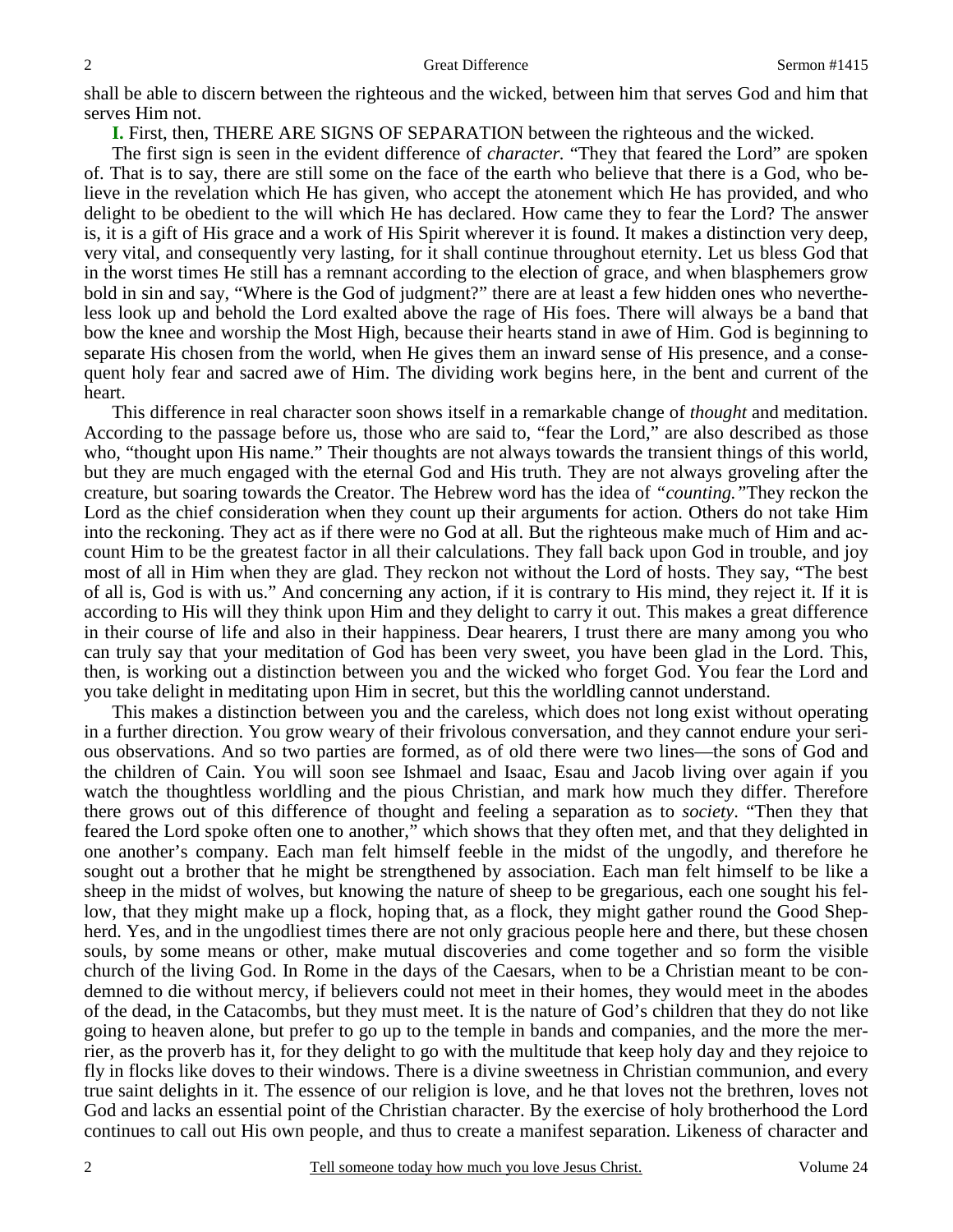shall be able to discern between the righteous and the wicked, between him that serves God and him that serves Him not.

**I.** First, then, THERE ARE SIGNS OF SEPARATION between the righteous and the wicked.

The first sign is seen in the evident difference of *character.* "They that feared the Lord" are spoken of. That is to say, there are still some on the face of the earth who believe that there is a God, who believe in the revelation which He has given, who accept the atonement which He has provided, and who delight to be obedient to the will which He has declared. How came they to fear the Lord? The answer is, it is a gift of His grace and a work of His Spirit wherever it is found. It makes a distinction very deep, very vital, and consequently very lasting, for it shall continue throughout eternity. Let us bless God that in the worst times He still has a remnant according to the election of grace, and when blasphemers grow bold in sin and say, "Where is the God of judgment?" there are at least a few hidden ones who nevertheless look up and behold the Lord exalted above the rage of His foes. There will always be a band that bow the knee and worship the Most High, because their hearts stand in awe of Him. God is beginning to separate His chosen from the world, when He gives them an inward sense of His presence, and a consequent holy fear and sacred awe of Him. The dividing work begins here, in the bent and current of the heart.

This difference in real character soon shows itself in a remarkable change of *thought* and meditation. According to the passage before us, those who are said to, "fear the Lord," are also described as those who, "thought upon His name." Their thoughts are not always towards the transient things of this world, but they are much engaged with the eternal God and His truth. They are not always groveling after the creature, but soaring towards the Creator. The Hebrew word has the idea of *"counting."* They reckon the Lord as the chief consideration when they count up their arguments for action. Others do not take Him into the reckoning. They act as if there were no God at all. But the righteous make much of Him and account Him to be the greatest factor in all their calculations. They fall back upon God in trouble, and joy most of all in Him when they are glad. They reckon not without the Lord of hosts. They say, "The best of all is, God is with us." And concerning any action, if it is contrary to His mind, they reject it. If it is according to His will they think upon Him and they delight to carry it out. This makes a great difference in their course of life and also in their happiness. Dear hearers, I trust there are many among you who can truly say that your meditation of God has been very sweet, you have been glad in the Lord. This, then, is working out a distinction between you and the wicked who forget God. You fear the Lord and you take delight in meditating upon Him in secret, but this the worldling cannot understand.

This makes a distinction between you and the careless, which does not long exist without operating in a further direction. You grow weary of their frivolous conversation, and they cannot endure your serious observations. And so two parties are formed, as of old there were two lines—the sons of God and the children of Cain. You will soon see Ishmael and Isaac, Esau and Jacob living over again if you watch the thoughtless worldling and the pious Christian, and mark how much they differ. Therefore there grows out of this difference of thought and feeling a separation as to *society*. "Then they that feared the Lord spoke often one to another," which shows that they often met, and that they delighted in one another's company. Each man felt himself feeble in the midst of the ungodly, and therefore he sought out a brother that he might be strengthened by association. Each man felt himself to be like a sheep in the midst of wolves, but knowing the nature of sheep to be gregarious, each one sought his fellow, that they might make up a flock, hoping that, as a flock, they might gather round the Good Shepherd. Yes, and in the ungodliest times there are not only gracious people here and there, but these chosen souls, by some means or other, make mutual discoveries and come together and so form the visible church of the living God. In Rome in the days of the Caesars, when to be a Christian meant to be condemned to die without mercy, if believers could not meet in their homes, they would meet in the abodes of the dead, in the Catacombs, but they must meet. It is the nature of God's children that they do not like going to heaven alone, but prefer to go up to the temple in bands and companies, and the more the merrier, as the proverb has it, for they delight to go with the multitude that keep holy day and they rejoice to fly in flocks like doves to their windows. There is a divine sweetness in Christian communion, and every true saint delights in it. The essence of our religion is love, and he that loves not the brethren, loves not God and lacks an essential point of the Christian character. By the exercise of holy brotherhood the Lord continues to call out His own people, and thus to create a manifest separation. Likeness of character and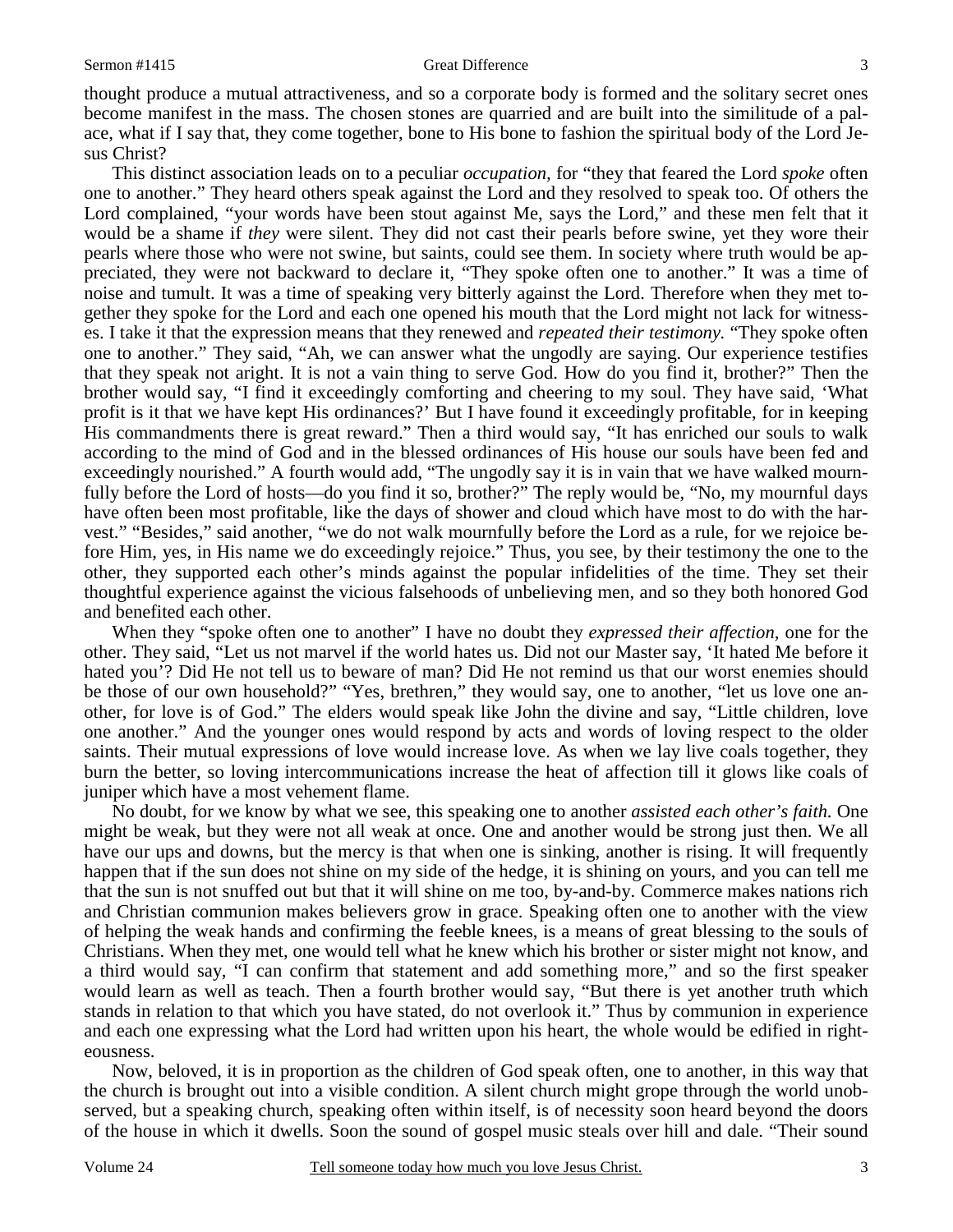thought produce a mutual attractiveness, and so a corporate body is formed and the solitary secret ones become manifest in the mass. The chosen stones are quarried and are built into the similitude of a palace, what if I say that, they come together, bone to His bone to fashion the spiritual body of the Lord Jesus Christ?

This distinct association leads on to a peculiar *occupation*, for "they that feared the Lord *spoke* often one to another." They heard others speak against the Lord and they resolved to speak too. Of others the Lord complained, "your words have been stout against Me, says the Lord," and these men felt that it would be a shame if *they* were silent. They did not cast their pearls before swine, yet they wore their pearls where those who were not swine, but saints, could see them. In society where truth would be appreciated, they were not backward to declare it, "They spoke often one to another." It was a time of noise and tumult. It was a time of speaking very bitterly against the Lord. Therefore when they met together they spoke for the Lord and each one opened his mouth that the Lord might not lack for witnesses. I take it that the expression means that they renewed and *repeated their testimony.* "They spoke often one to another." They said, "Ah, we can answer what the ungodly are saying. Our experience testifies that they speak not aright. It is not a vain thing to serve God. How do you find it, brother?" Then the brother would say, "I find it exceedingly comforting and cheering to my soul. They have said, 'What profit is it that we have kept His ordinances?' But I have found it exceedingly profitable, for in keeping His commandments there is great reward." Then a third would say, "It has enriched our souls to walk according to the mind of God and in the blessed ordinances of His house our souls have been fed and exceedingly nourished." A fourth would add, "The ungodly say it is in vain that we have walked mournfully before the Lord of hosts—do you find it so, brother?" The reply would be, "No, my mournful days have often been most profitable, like the days of shower and cloud which have most to do with the harvest." "Besides," said another, "we do not walk mournfully before the Lord as a rule, for we rejoice before Him, yes, in His name we do exceedingly rejoice." Thus, you see, by their testimony the one to the other, they supported each other's minds against the popular infidelities of the time. They set their thoughtful experience against the vicious falsehoods of unbelieving men, and so they both honored God and benefited each other.

When they "spoke often one to another" I have no doubt they *expressed their affection*, one for the other. They said, "Let us not marvel if the world hates us. Did not our Master say, 'It hated Me before it hated you'? Did He not tell us to beware of man? Did He not remind us that our worst enemies should be those of our own household?" "Yes, brethren," they would say, one to another, "let us love one another, for love is of God." The elders would speak like John the divine and say, "Little children, love one another." And the younger ones would respond by acts and words of loving respect to the older saints. Their mutual expressions of love would increase love. As when we lay live coals together, they burn the better, so loving intercommunications increase the heat of affection till it glows like coals of juniper which have a most vehement flame.

No doubt, for we know by what we see, this speaking one to another *assisted each other's faith.* One might be weak, but they were not all weak at once. One and another would be strong just then. We all have our ups and downs, but the mercy is that when one is sinking, another is rising. It will frequently happen that if the sun does not shine on my side of the hedge, it is shining on yours, and you can tell me that the sun is not snuffed out but that it will shine on me too, by-and-by. Commerce makes nations rich and Christian communion makes believers grow in grace. Speaking often one to another with the view of helping the weak hands and confirming the feeble knees, is a means of great blessing to the souls of Christians. When they met, one would tell what he knew which his brother or sister might not know, and a third would say, "I can confirm that statement and add something more," and so the first speaker would learn as well as teach. Then a fourth brother would say, "But there is yet another truth which stands in relation to that which you have stated, do not overlook it." Thus by communion in experience and each one expressing what the Lord had written upon his heart, the whole would be edified in righteousness.

Now, beloved, it is in proportion as the children of God speak often, one to another, in this way that the church is brought out into a visible condition. A silent church might grope through the world unobserved, but a speaking church, speaking often within itself, is of necessity soon heard beyond the doors of the house in which it dwells. Soon the sound of gospel music steals over hill and dale. "Their sound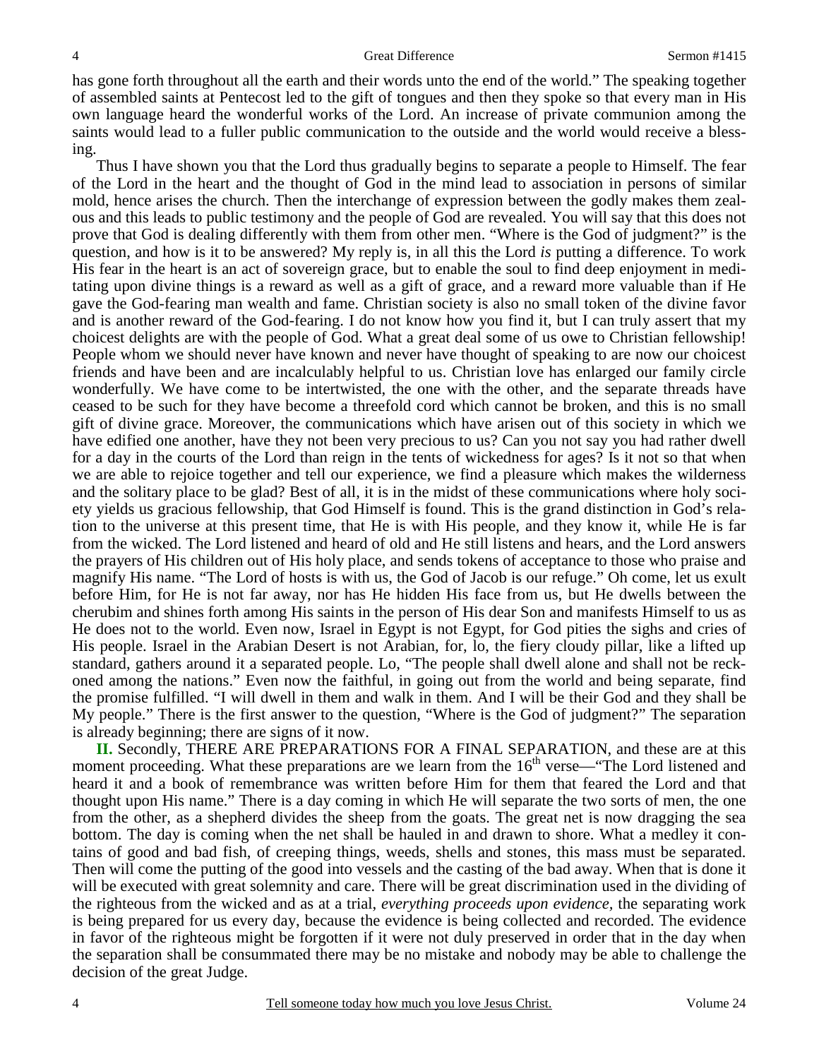has gone forth throughout all the earth and their words unto the end of the world." The speaking together of assembled saints at Pentecost led to the gift of tongues and then they spoke so that every man in His own language heard the wonderful works of the Lord. An increase of private communion among the saints would lead to a fuller public communication to the outside and the world would receive a blessing.

Thus I have shown you that the Lord thus gradually begins to separate a people to Himself. The fear of the Lord in the heart and the thought of God in the mind lead to association in persons of similar mold, hence arises the church. Then the interchange of expression between the godly makes them zealous and this leads to public testimony and the people of God are revealed. You will say that this does not prove that God is dealing differently with them from other men. "Where is the God of judgment?" is the question, and how is it to be answered? My reply is, in all this the Lord *is* putting a difference. To work His fear in the heart is an act of sovereign grace, but to enable the soul to find deep enjoyment in meditating upon divine things is a reward as well as a gift of grace, and a reward more valuable than if He gave the God-fearing man wealth and fame. Christian society is also no small token of the divine favor and is another reward of the God-fearing. I do not know how you find it, but I can truly assert that my choicest delights are with the people of God. What a great deal some of us owe to Christian fellowship! People whom we should never have known and never have thought of speaking to are now our choicest friends and have been and are incalculably helpful to us. Christian love has enlarged our family circle wonderfully. We have come to be intertwisted, the one with the other, and the separate threads have ceased to be such for they have become a threefold cord which cannot be broken, and this is no small gift of divine grace. Moreover, the communications which have arisen out of this society in which we have edified one another, have they not been very precious to us? Can you not say you had rather dwell for a day in the courts of the Lord than reign in the tents of wickedness for ages? Is it not so that when we are able to rejoice together and tell our experience, we find a pleasure which makes the wilderness and the solitary place to be glad? Best of all, it is in the midst of these communications where holy society yields us gracious fellowship, that God Himself is found. This is the grand distinction in God's relation to the universe at this present time, that He is with His people, and they know it, while He is far from the wicked. The Lord listened and heard of old and He still listens and hears, and the Lord answers the prayers of His children out of His holy place, and sends tokens of acceptance to those who praise and magnify His name. "The Lord of hosts is with us, the God of Jacob is our refuge." Oh come, let us exult before Him, for He is not far away, nor has He hidden His face from us, but He dwells between the cherubim and shines forth among His saints in the person of His dear Son and manifests Himself to us as He does not to the world. Even now, Israel in Egypt is not Egypt, for God pities the sighs and cries of His people. Israel in the Arabian Desert is not Arabian, for, lo, the fiery cloudy pillar, like a lifted up standard, gathers around it a separated people. Lo, "The people shall dwell alone and shall not be reckoned among the nations." Even now the faithful, in going out from the world and being separate, find the promise fulfilled. "I will dwell in them and walk in them. And I will be their God and they shall be My people." There is the first answer to the question, "Where is the God of judgment?" The separation is already beginning; there are signs of it now.

**II.** Secondly, THERE ARE PREPARATIONS FOR A FINAL SEPARATION, and these are at this moment proceeding. What these preparations are we learn from the 16th verse—"The Lord listened and heard it and a book of remembrance was written before Him for them that feared the Lord and that thought upon His name." There is a day coming in which He will separate the two sorts of men, the one from the other, as a shepherd divides the sheep from the goats. The great net is now dragging the sea bottom. The day is coming when the net shall be hauled in and drawn to shore. What a medley it contains of good and bad fish, of creeping things, weeds, shells and stones, this mass must be separated. Then will come the putting of the good into vessels and the casting of the bad away. When that is done it will be executed with great solemnity and care. There will be great discrimination used in the dividing of the righteous from the wicked and as at a trial, *everything proceeds upon evidence,* the separating work is being prepared for us every day, because the evidence is being collected and recorded. The evidence in favor of the righteous might be forgotten if it were not duly preserved in order that in the day when the separation shall be consummated there may be no mistake and nobody may be able to challenge the decision of the great Judge.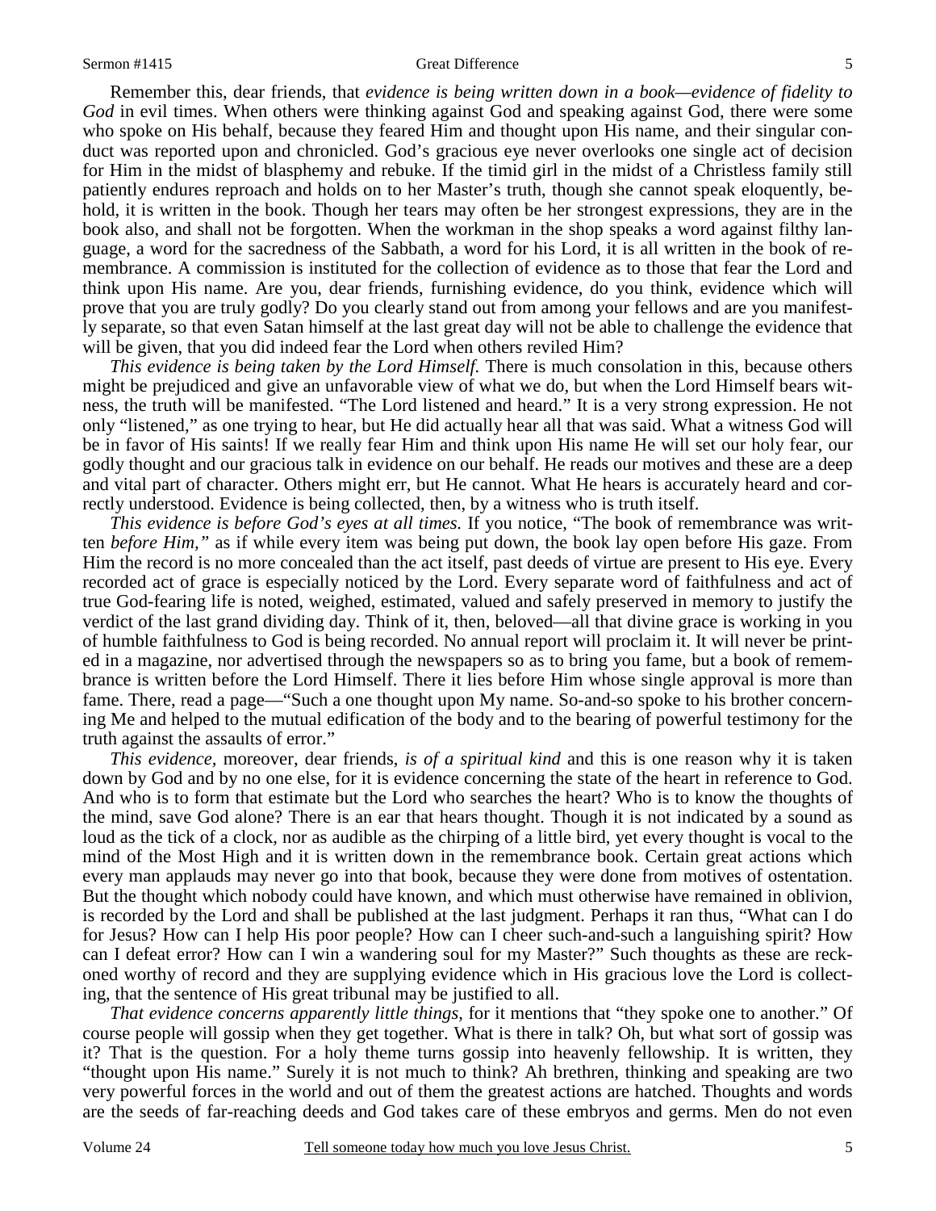Remember this, dear friends, that *evidence is being written down in a book—evidence of fidelity to God* in evil times. When others were thinking against God and speaking against God, there were some who spoke on His behalf, because they feared Him and thought upon His name, and their singular conduct was reported upon and chronicled. God's gracious eye never overlooks one single act of decision for Him in the midst of blasphemy and rebuke. If the timid girl in the midst of a Christless family still patiently endures reproach and holds on to her Master's truth, though she cannot speak eloquently, behold, it is written in the book. Though her tears may often be her strongest expressions, they are in the book also, and shall not be forgotten. When the workman in the shop speaks a word against filthy language, a word for the sacredness of the Sabbath, a word for his Lord, it is all written in the book of remembrance. A commission is instituted for the collection of evidence as to those that fear the Lord and think upon His name. Are you, dear friends, furnishing evidence, do you think, evidence which will prove that you are truly godly? Do you clearly stand out from among your fellows and are you manifestly separate, so that even Satan himself at the last great day will not be able to challenge the evidence that will be given, that you did indeed fear the Lord when others reviled Him?

*This evidence is being taken by the Lord Himself.* There is much consolation in this, because others might be prejudiced and give an unfavorable view of what we do, but when the Lord Himself bears witness, the truth will be manifested. "The Lord listened and heard." It is a very strong expression. He not only "listened," as one trying to hear, but He did actually hear all that was said. What a witness God will be in favor of His saints! If we really fear Him and think upon His name He will set our holy fear, our godly thought and our gracious talk in evidence on our behalf. He reads our motives and these are a deep and vital part of character. Others might err, but He cannot. What He hears is accurately heard and correctly understood. Evidence is being collected, then, by a witness who is truth itself.

*This evidence is before God's eyes at all times.* If you notice, "The book of remembrance was written *before Him,"* as if while every item was being put down, the book lay open before His gaze. From Him the record is no more concealed than the act itself, past deeds of virtue are present to His eye. Every recorded act of grace is especially noticed by the Lord. Every separate word of faithfulness and act of true God-fearing life is noted, weighed, estimated, valued and safely preserved in memory to justify the verdict of the last grand dividing day. Think of it, then, beloved—all that divine grace is working in you of humble faithfulness to God is being recorded. No annual report will proclaim it. It will never be printed in a magazine, nor advertised through the newspapers so as to bring you fame, but a book of remembrance is written before the Lord Himself. There it lies before Him whose single approval is more than fame. There, read a page—"Such a one thought upon My name. So-and-so spoke to his brother concerning Me and helped to the mutual edification of the body and to the bearing of powerful testimony for the truth against the assaults of error."

*This evidence,* moreover, dear friends, *is of a spiritual kind* and this is one reason why it is taken down by God and by no one else, for it is evidence concerning the state of the heart in reference to God. And who is to form that estimate but the Lord who searches the heart? Who is to know the thoughts of the mind, save God alone? There is an ear that hears thought. Though it is not indicated by a sound as loud as the tick of a clock, nor as audible as the chirping of a little bird, yet every thought is vocal to the mind of the Most High and it is written down in the remembrance book. Certain great actions which every man applauds may never go into that book, because they were done from motives of ostentation. But the thought which nobody could have known, and which must otherwise have remained in oblivion, is recorded by the Lord and shall be published at the last judgment. Perhaps it ran thus, "What can I do for Jesus? How can I help His poor people? How can I cheer such-and-such a languishing spirit? How can I defeat error? How can I win a wandering soul for my Master?" Such thoughts as these are reckoned worthy of record and they are supplying evidence which in His gracious love the Lord is collecting, that the sentence of His great tribunal may be justified to all.

*That evidence concerns apparently little things*, for it mentions that "they spoke one to another." Of course people will gossip when they get together. What is there in talk? Oh, but what sort of gossip was it? That is the question. For a holy theme turns gossip into heavenly fellowship. It is written, they "thought upon His name." Surely it is not much to think? Ah brethren, thinking and speaking are two very powerful forces in the world and out of them the greatest actions are hatched. Thoughts and words are the seeds of far-reaching deeds and God takes care of these embryos and germs. Men do not even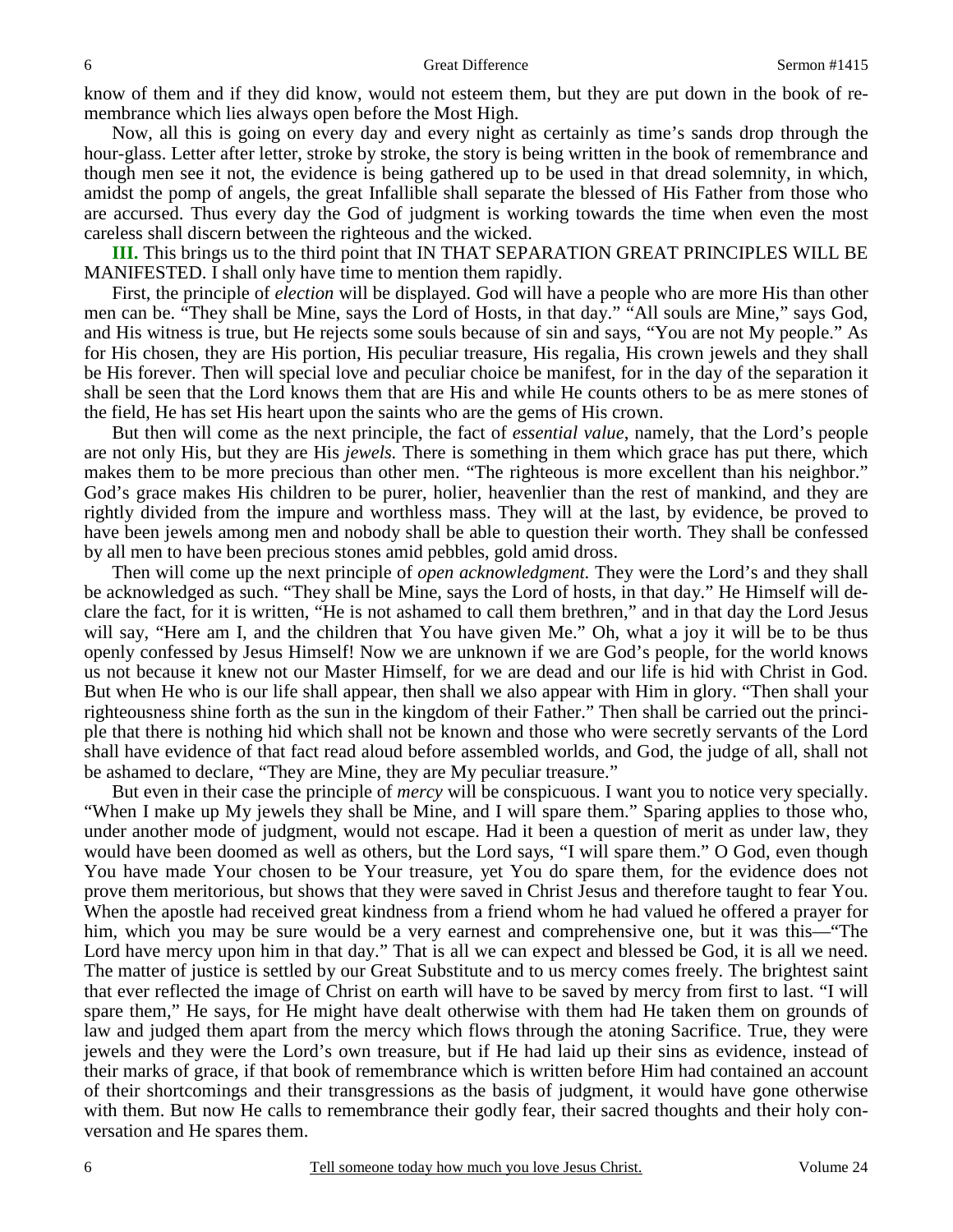know of them and if they did know, would not esteem them, but they are put down in the book of remembrance which lies always open before the Most High.

Now, all this is going on every day and every night as certainly as time's sands drop through the hour-glass. Letter after letter, stroke by stroke, the story is being written in the book of remembrance and though men see it not, the evidence is being gathered up to be used in that dread solemnity, in which, amidst the pomp of angels, the great Infallible shall separate the blessed of His Father from those who are accursed. Thus every day the God of judgment is working towards the time when even the most careless shall discern between the righteous and the wicked.

**III.** This brings us to the third point that IN THAT SEPARATION GREAT PRINCIPLES WILL BE MANIFESTED. I shall only have time to mention them rapidly.

First, the principle of *election* will be displayed. God will have a people who are more His than other men can be. "They shall be Mine, says the Lord of Hosts, in that day." "All souls are Mine," says God, and His witness is true, but He rejects some souls because of sin and says, "You are not My people." As for His chosen, they are His portion, His peculiar treasure, His regalia, His crown jewels and they shall be His forever. Then will special love and peculiar choice be manifest, for in the day of the separation it shall be seen that the Lord knows them that are His and while He counts others to be as mere stones of the field, He has set His heart upon the saints who are the gems of His crown.

But then will come as the next principle, the fact of *essential value*, namely, that the Lord's people are not only His, but they are His *jewels.* There is something in them which grace has put there, which makes them to be more precious than other men. "The righteous is more excellent than his neighbor." God's grace makes His children to be purer, holier, heavenlier than the rest of mankind, and they are rightly divided from the impure and worthless mass. They will at the last, by evidence, be proved to have been jewels among men and nobody shall be able to question their worth. They shall be confessed by all men to have been precious stones amid pebbles, gold amid dross.

Then will come up the next principle of *open acknowledgment.* They were the Lord's and they shall be acknowledged as such. "They shall be Mine, says the Lord of hosts, in that day." He Himself will declare the fact, for it is written, "He is not ashamed to call them brethren," and in that day the Lord Jesus will say, "Here am I, and the children that You have given Me." Oh, what a joy it will be to be thus openly confessed by Jesus Himself! Now we are unknown if we are God's people, for the world knows us not because it knew not our Master Himself, for we are dead and our life is hid with Christ in God. But when He who is our life shall appear, then shall we also appear with Him in glory. "Then shall your righteousness shine forth as the sun in the kingdom of their Father." Then shall be carried out the principle that there is nothing hid which shall not be known and those who were secretly servants of the Lord shall have evidence of that fact read aloud before assembled worlds, and God, the judge of all, shall not be ashamed to declare, "They are Mine, they are My peculiar treasure."

But even in their case the principle of *mercy* will be conspicuous. I want you to notice very specially. "When I make up My jewels they shall be Mine, and I will spare them." Sparing applies to those who, under another mode of judgment, would not escape. Had it been a question of merit as under law, they would have been doomed as well as others, but the Lord says, "I will spare them." O God, even though You have made Your chosen to be Your treasure, yet You do spare them, for the evidence does not prove them meritorious, but shows that they were saved in Christ Jesus and therefore taught to fear You. When the apostle had received great kindness from a friend whom he had valued he offered a prayer for him, which you may be sure would be a very earnest and comprehensive one, but it was this—"The Lord have mercy upon him in that day." That is all we can expect and blessed be God, it is all we need. The matter of justice is settled by our Great Substitute and to us mercy comes freely. The brightest saint that ever reflected the image of Christ on earth will have to be saved by mercy from first to last. "I will spare them," He says, for He might have dealt otherwise with them had He taken them on grounds of law and judged them apart from the mercy which flows through the atoning Sacrifice. True, they were jewels and they were the Lord's own treasure, but if He had laid up their sins as evidence, instead of their marks of grace, if that book of remembrance which is written before Him had contained an account of their shortcomings and their transgressions as the basis of judgment, it would have gone otherwise with them. But now He calls to remembrance their godly fear, their sacred thoughts and their holy conversation and He spares them.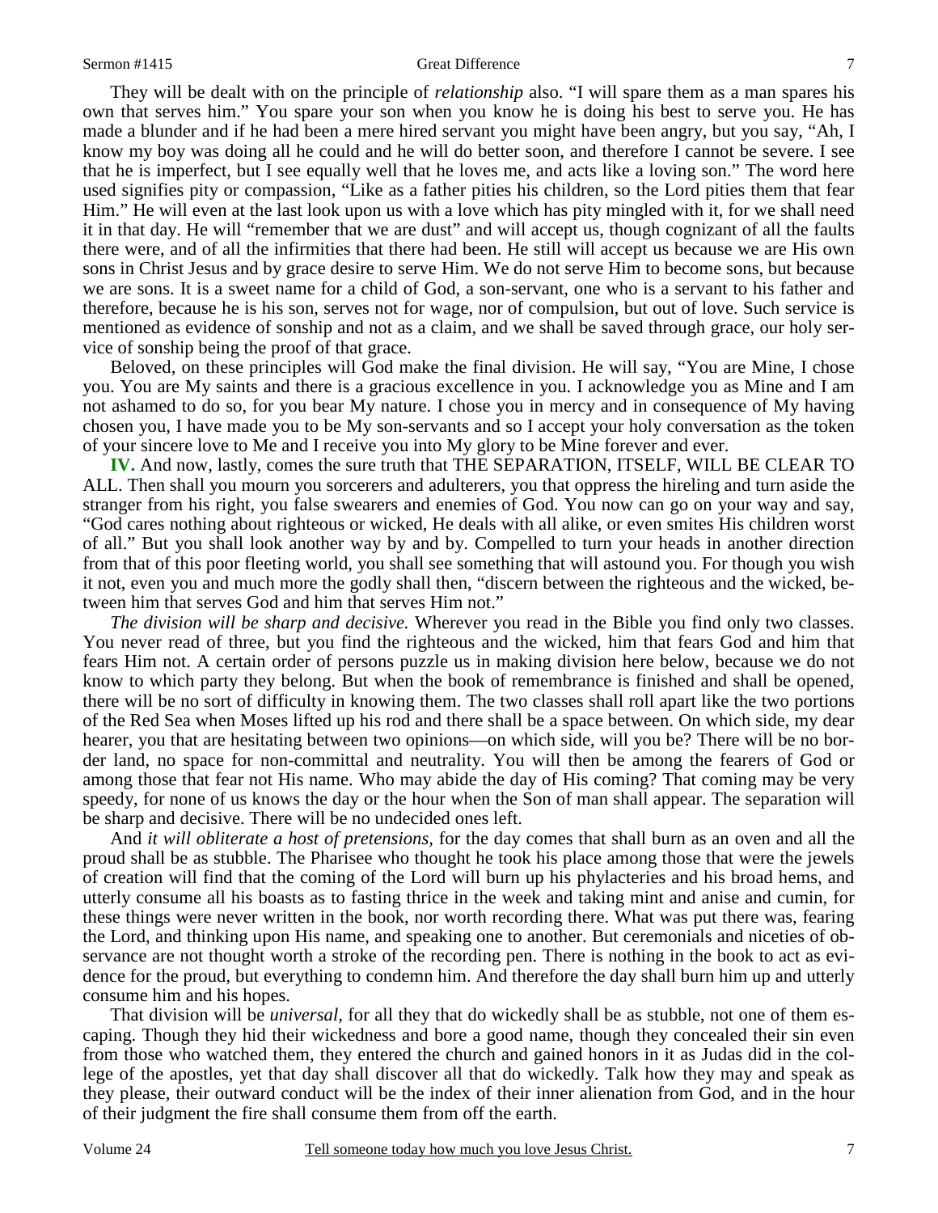They will be dealt with on the principle of *relationship* also. "I will spare them as a man spares his own that serves him." You spare your son when you know he is doing his best to serve you. He has made a blunder and if he had been a mere hired servant you might have been angry, but you say, "Ah, I know my boy was doing all he could and he will do better soon, and therefore I cannot be severe. I see that he is imperfect, but I see equally well that he loves me, and acts like a loving son." The word here used signifies pity or compassion, "Like as a father pities his children, so the Lord pities them that fear Him." He will even at the last look upon us with a love which has pity mingled with it, for we shall need it in that day. He will "remember that we are dust" and will accept us, though cognizant of all the faults there were, and of all the infirmities that there had been. He still will accept us because we are His own sons in Christ Jesus and by grace desire to serve Him. We do not serve Him to become sons, but because we are sons. It is a sweet name for a child of God, a son-servant, one who is a servant to his father and therefore, because he is his son, serves not for wage, nor of compulsion, but out of love. Such service is mentioned as evidence of sonship and not as a claim, and we shall be saved through grace, our holy service of sonship being the proof of that grace.

Beloved, on these principles will God make the final division. He will say, "You are Mine, I chose you. You are My saints and there is a gracious excellence in you. I acknowledge you as Mine and I am not ashamed to do so, for you bear My nature. I chose you in mercy and in consequence of My having chosen you, I have made you to be My son-servants and so I accept your holy conversation as the token of your sincere love to Me and I receive you into My glory to be Mine forever and ever.

**IV.** And now, lastly, comes the sure truth that THE SEPARATION, ITSELF, WILL BE CLEAR TO ALL. Then shall you mourn you sorcerers and adulterers, you that oppress the hireling and turn aside the stranger from his right, you false swearers and enemies of God. You now can go on your way and say, "God cares nothing about righteous or wicked, He deals with all alike, or even smites His children worst of all." But you shall look another way by and by. Compelled to turn your heads in another direction from that of this poor fleeting world, you shall see something that will astound you. For though you wish it not, even you and much more the godly shall then, "discern between the righteous and the wicked, between him that serves God and him that serves Him not."

*The division will be sharp and decisive.* Wherever you read in the Bible you find only two classes. You never read of three, but you find the righteous and the wicked, him that fears God and him that fears Him not. A certain order of persons puzzle us in making division here below, because we do not know to which party they belong. But when the book of remembrance is finished and shall be opened, there will be no sort of difficulty in knowing them. The two classes shall roll apart like the two portions of the Red Sea when Moses lifted up his rod and there shall be a space between. On which side, my dear hearer, you that are hesitating between two opinions—on which side, will you be? There will be no border land, no space for non-committal and neutrality. You will then be among the fearers of God or among those that fear not His name. Who may abide the day of His coming? That coming may be very speedy, for none of us knows the day or the hour when the Son of man shall appear. The separation will be sharp and decisive. There will be no undecided ones left.

And *it will obliterate a host of pretensions,* for the day comes that shall burn as an oven and all the proud shall be as stubble. The Pharisee who thought he took his place among those that were the jewels of creation will find that the coming of the Lord will burn up his phylacteries and his broad hems, and utterly consume all his boasts as to fasting thrice in the week and taking mint and anise and cumin, for these things were never written in the book, nor worth recording there. What was put there was, fearing the Lord, and thinking upon His name, and speaking one to another. But ceremonials and niceties of observance are not thought worth a stroke of the recording pen. There is nothing in the book to act as evidence for the proud, but everything to condemn him. And therefore the day shall burn him up and utterly consume him and his hopes.

That division will be *universal,* for all they that do wickedly shall be as stubble, not one of them escaping. Though they hid their wickedness and bore a good name, though they concealed their sin even from those who watched them, they entered the church and gained honors in it as Judas did in the college of the apostles, yet that day shall discover all that do wickedly. Talk how they may and speak as they please, their outward conduct will be the index of their inner alienation from God, and in the hour of their judgment the fire shall consume them from off the earth.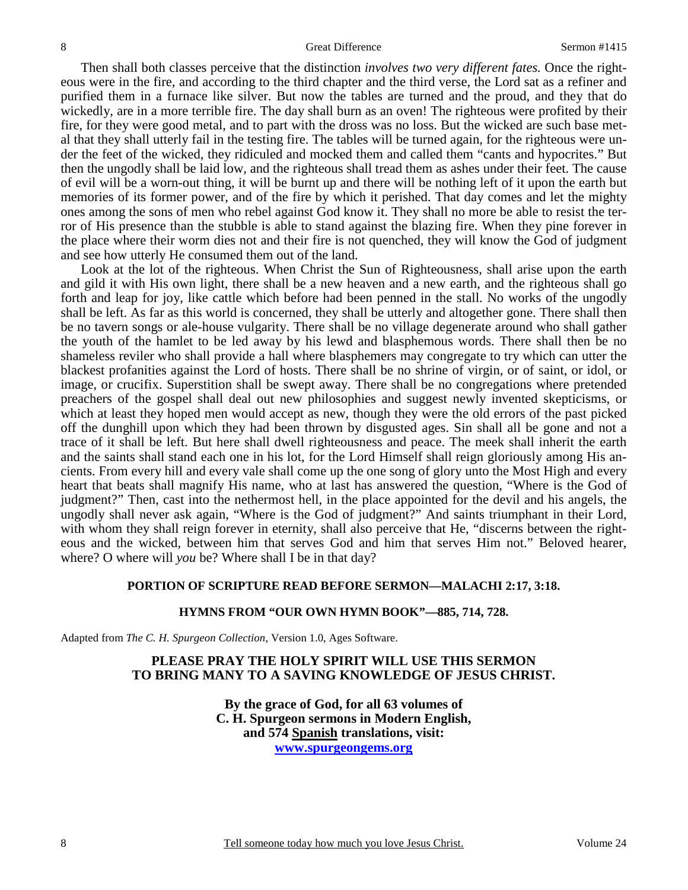Then shall both classes perceive that the distinction *involves two very different fates.* Once the righteous were in the fire, and according to the third chapter and the third verse, the Lord sat as a refiner and purified them in a furnace like silver. But now the tables are turned and the proud, and they that do wickedly, are in a more terrible fire. The day shall burn as an oven! The righteous were profited by their fire, for they were good metal, and to part with the dross was no loss. But the wicked are such base metal that they shall utterly fail in the testing fire. The tables will be turned again, for the righteous were under the feet of the wicked, they ridiculed and mocked them and called them "cants and hypocrites." But then the ungodly shall be laid low, and the righteous shall tread them as ashes under their feet. The cause of evil will be a worn-out thing, it will be burnt up and there will be nothing left of it upon the earth but memories of its former power, and of the fire by which it perished. That day comes and let the mighty ones among the sons of men who rebel against God know it. They shall no more be able to resist the terror of His presence than the stubble is able to stand against the blazing fire. When they pine forever in the place where their worm dies not and their fire is not quenched, they will know the God of judgment and see how utterly He consumed them out of the land.

Look at the lot of the righteous. When Christ the Sun of Righteousness, shall arise upon the earth and gild it with His own light, there shall be a new heaven and a new earth, and the righteous shall go forth and leap for joy, like cattle which before had been penned in the stall. No works of the ungodly shall be left. As far as this world is concerned, they shall be utterly and altogether gone. There shall then be no tavern songs or ale-house vulgarity. There shall be no village degenerate around who shall gather the youth of the hamlet to be led away by his lewd and blasphemous words. There shall then be no shameless reviler who shall provide a hall where blasphemers may congregate to try which can utter the blackest profanities against the Lord of hosts. There shall be no shrine of virgin, or of saint, or idol, or image, or crucifix. Superstition shall be swept away. There shall be no congregations where pretended preachers of the gospel shall deal out new philosophies and suggest newly invented skepticisms, or which at least they hoped men would accept as new, though they were the old errors of the past picked off the dunghill upon which they had been thrown by disgusted ages. Sin shall all be gone and not a trace of it shall be left. But here shall dwell righteousness and peace. The meek shall inherit the earth and the saints shall stand each one in his lot, for the Lord Himself shall reign gloriously among His ancients. From every hill and every vale shall come up the one song of glory unto the Most High and every heart that beats shall magnify His name, who at last has answered the question, "Where is the God of judgment?" Then, cast into the nethermost hell, in the place appointed for the devil and his angels, the ungodly shall never ask again, "Where is the God of judgment?" And saints triumphant in their Lord, with whom they shall reign forever in eternity, shall also perceive that He, "discerns between the righteous and the wicked, between him that serves God and him that serves Him not." Beloved hearer, where? O where will *you* be? Where shall I be in that day?

**PORTION OF SCRIPTURE READ BEFORE SERMON—MALACHI 2:17, 3:18.**

**HYMNS FROM "OUR OWN HYMN BOOK"—885, 714, 728.**

Adapted from *The C. H. Spurgeon Collection*, Version 1.0, Ages Software.

**PLEASE PRAY THE HOLY SPIRIT WILL USE THIS SERMON TO BRING MANY TO A SAVING KNOWLEDGE OF JESUS CHRIST.**

**By the grace of God, for all 63 volumes of C. H. Spurgeon sermons in Modern English, and 574 Spanish translations, visit: www.spurgeongems.org**